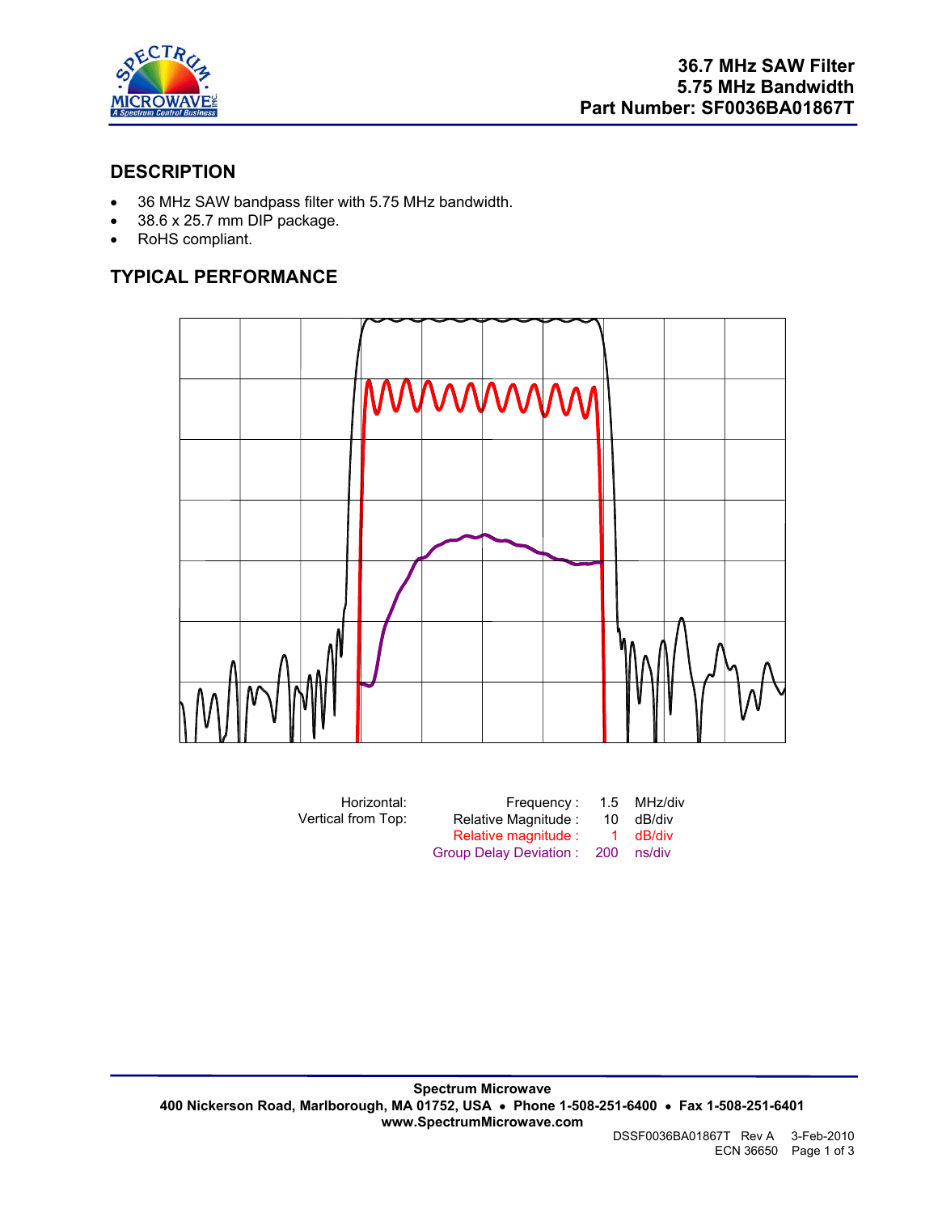# 36.7 MHz SAW Filter
# 5.75 MHz Bandwidth
# Part Number: SF0036BA01867T

## DESCRIPTION

- 36 MHz SAW bandpass filter with 5.75 MHz bandwidth.
- 38.6 x 25.7 mm DIP package.
- RoHS compliant.

## TYPICAL PERFORMANCE

| Horizontal: | Frequency : | 1.5 | MHz/div |
|---|---|---|---|
| Vertical from Top: | Relative Magnitude : | 10 | dB/div |
| | Relative magnitude : | 1 | dB/div |
| | Group Delay Deviation : | 200 | ns/div |

**Spectrum Microwave**
**400 Nickerson Road, Marlborough, MA 01752, USA • Phone 1-508-251-6400 • Fax 1-508-251-6401**
**www.SpectrumMicrowave.com**

DSSF0036BA01867T Rev A 3-Feb-2010
ECN 36650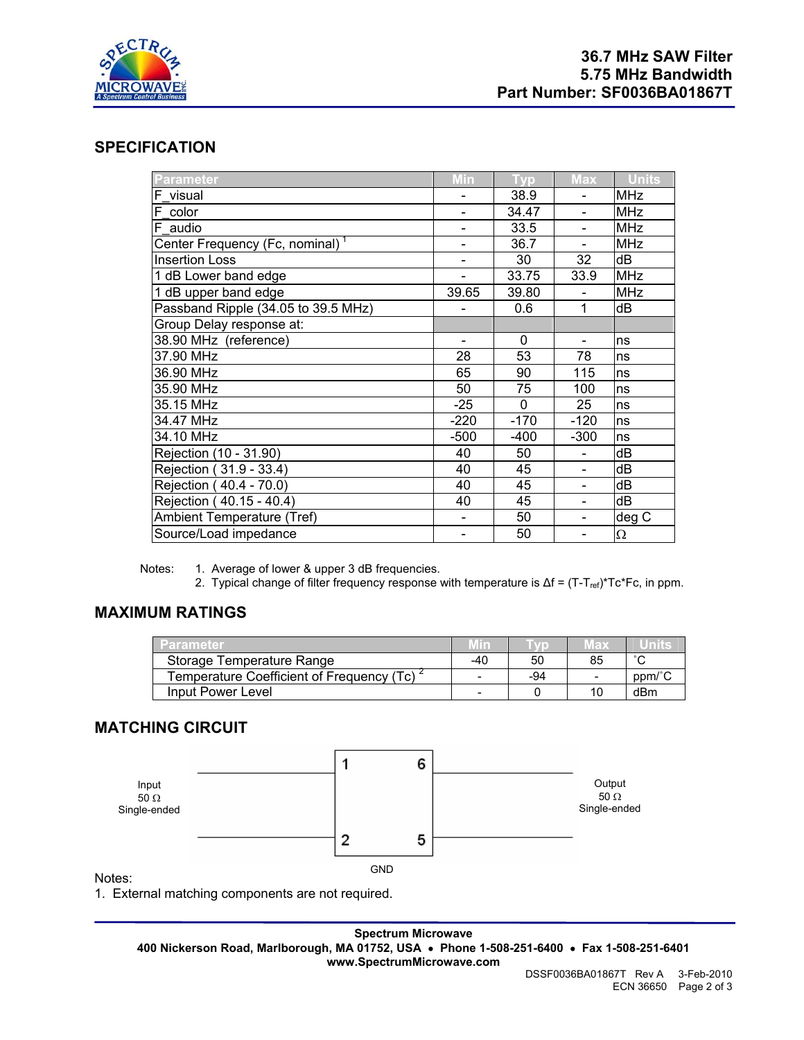# 36.7 MHz SAW Filter
## 5.75 MHz Bandwidth
## Part Number: SF0036BA01867T

## SPECIFICATION

| Parameter | Min | Typ | Max | Units |
|---|---|---|---|---|
| F_visual | - | 38.9 | - | MHz |
| F_color | - | 34.47 | - | MHz |
| F_audio | - | 33.5 | - | MHz |
| Center Frequency (Fc, nominal) [1] | - | 36.7 | - | MHz |
| Insertion Loss | - | 30 | 32 | dB |
| 1 dB Lower band edge | - | 33.75 | 33.9 | MHz |
| 1 dB upper band edge | 39.65 | 39.80 | - | MHz |
| Passband Ripple (34.05 to 39.5 MHz) | - | 0.6 | 1 | dB |
| Group Delay response at: | | | | |
| 38.90 MHz (reference) | - | 0 | - | ns |
| 37.90 MHz | 28 | 53 | 78 | ns |
| 36.90 MHz | 65 | 90 | 115 | ns |
| 35.90 MHz | 50 | 75 | 100 | ns |
| 35.15 MHz | -25 | 0 | 25 | ns |
| 34.47 MHz | -220 | -170 | -120 | ns |
| 34.10 MHz | -500 | -400 | -300 | ns |
| Rejection (10 - 31.90) | 40 | 50 | - | dB |
| Rejection ( 31.9 - 33.4) | 40 | 45 | - | dB |
| Rejection ( 40.4 - 70.0) | 40 | 45 | - | dB |
| Rejection ( 40.15 - 40.4) | 40 | 45 | - | dB |
| Ambient Temperature (Tref) | - | 50 | - | deg C |
| Source/Load impedance | - | 50 | - | Ω |

Notes:
1. Average of lower & upper 3 dB frequencies.
2. Typical change of filter frequency response with temperature is $\Delta f = (T - T_{ref})*Tc*Fc$, in ppm.

## MAXIMUM RATINGS

| Parameter | Min | Typ | Max | Units |
|---|---|---|---|---|
| Storage Temperature Range | -40 | 50 | 85 | ˚C |
| Temperature Coefficient of Frequency (Tc) [2] | - | -94 | - | ppm/˚C |
| Input Power Level | - | 0 | 10 | dBm |

## MATCHING CIRCUIT

Input 50 Ω Single-ended — pins 1, 2 | pins 6, 5 — Output 50 Ω Single-ended

GND

Notes:
1. External matching components are not required.

**Spectrum Microwave**
**400 Nickerson Road, Marlborough, MA 01752, USA • Phone 1-508-251-6400 • Fax 1-508-251-6401**
**www.SpectrumMicrowave.com**

DSSF0036BA01867T Rev A 3-Feb-2010
ECN 36650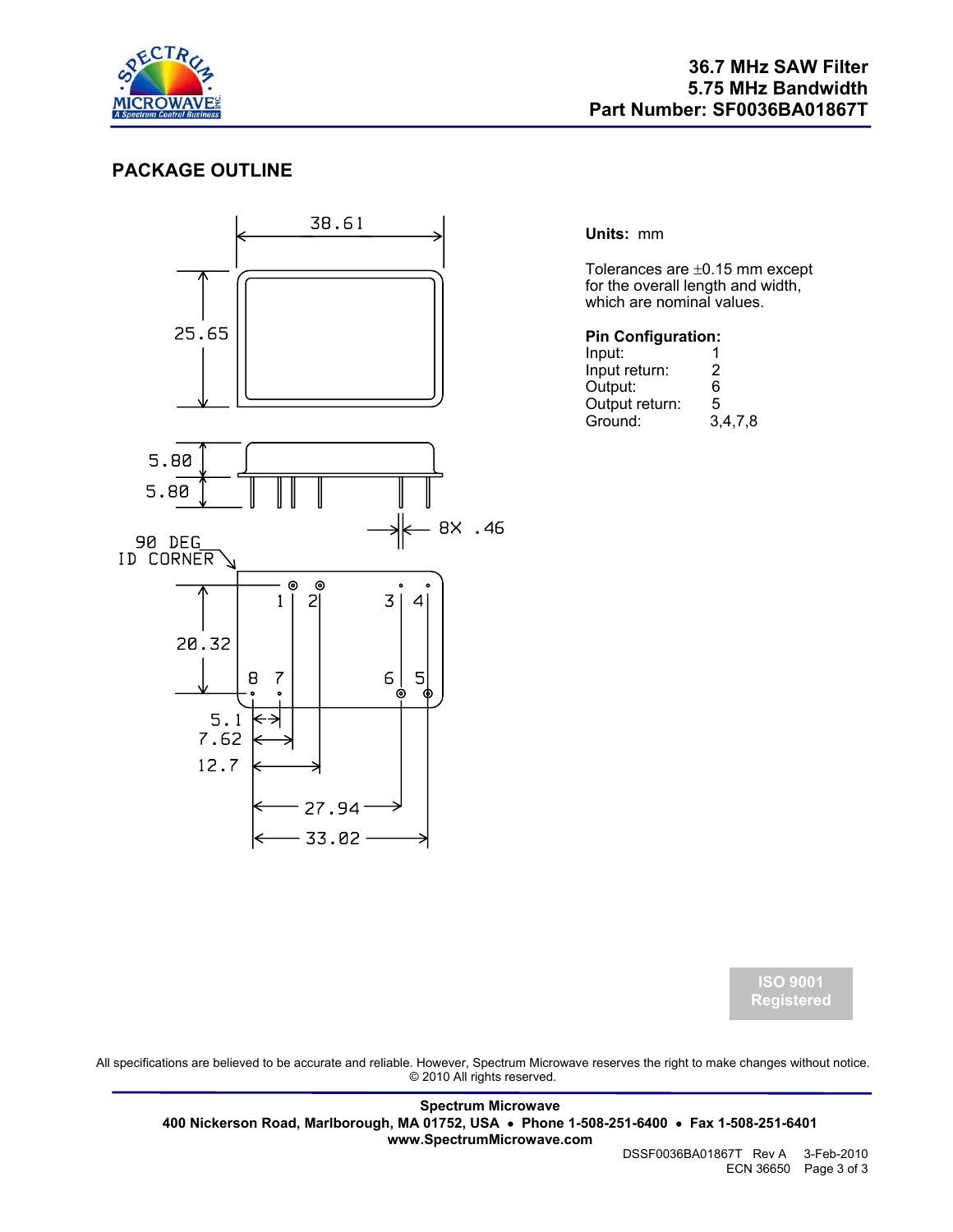36.7 MHz SAW Filter
5.75 MHz Bandwidth
Part Number: SF0036BA01867T

## PACKAGE OUTLINE

38.61

25.65

5.80

5.80

8X .46

90 DEG
ID CORNER

1 2 3 4

20.32

8 7 6 5

5.1

7.62

12.7

27.94

33.02

**Units:** mm

Tolerances are ±0.15 mm except for the overall length and width, which are nominal values.

**Pin Configuration:**

| | |
|---|---|
| Input: | 1 |
| Input return: | 2 |
| Output: | 6 |
| Output return: | 5 |
| Ground: | 3,4,7,8 |

ISO 9001 Registered

All specifications are believed to be accurate and reliable. However, Spectrum Microwave reserves the right to make changes without notice.
© 2010 All rights reserved.

**Spectrum Microwave**
**400 Nickerson Road, Marlborough, MA 01752, USA • Phone 1-508-251-6400 • Fax 1-508-251-6401**
**www.SpectrumMicrowave.com**

DSSF0036BA01867T Rev A 3-Feb-2010
ECN 36650